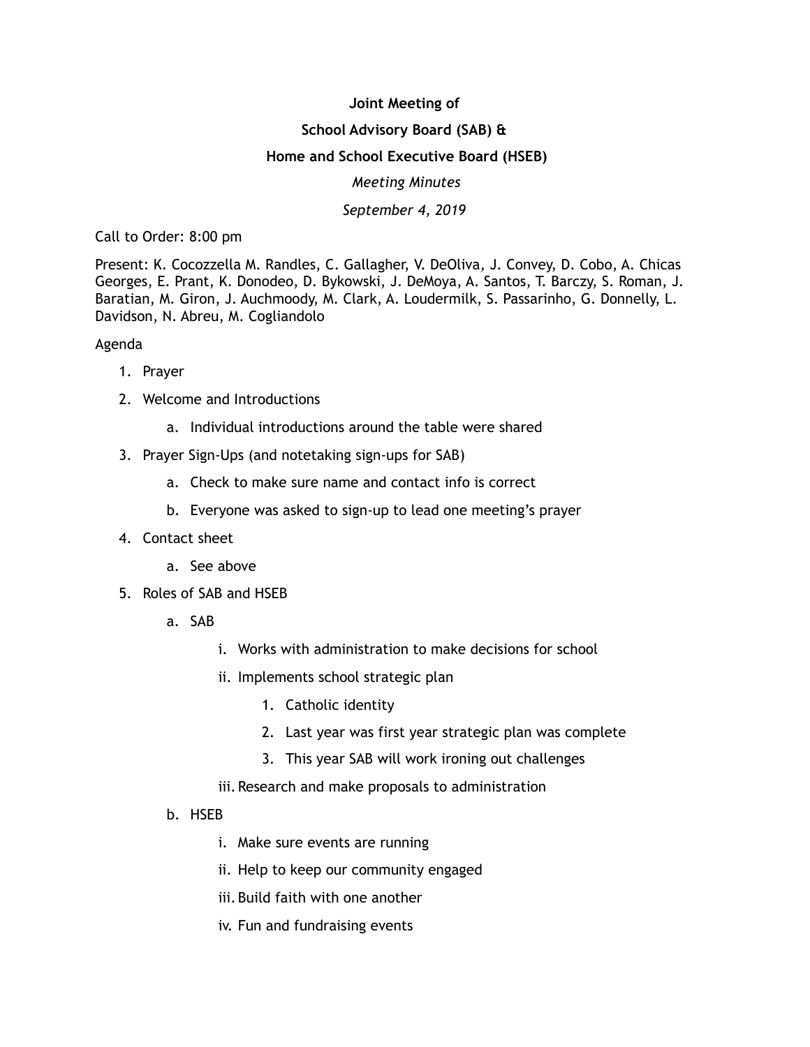**Joint Meeting of**

**School Advisory Board (SAB) &**

**Home and School Executive Board (HSEB)**

*Meeting Minutes*

*September 4, 2019*

Call to Order: 8:00 pm

Present: K. Cocozzella M. Randles, C. Gallagher, V. DeOliva, J. Convey, D. Cobo, A. Chicas Georges, E. Prant, K. Donodeo, D. Bykowski, J. DeMoya, A. Santos, T. Barczy, S. Roman, J. Baratian, M. Giron, J. Auchmoody, M. Clark, A. Loudermilk, S. Passarinho, G. Donnelly, L. Davidson, N. Abreu, M. Cogliandolo

Agenda

1. Prayer
2. Welcome and Introductions
    a. Individual introductions around the table were shared
3. Prayer Sign-Ups (and notetaking sign-ups for SAB)
    a. Check to make sure name and contact info is correct
    b. Everyone was asked to sign-up to lead one meeting's prayer
4. Contact sheet
    a. See above
5. Roles of SAB and HSEB
    a. SAB
        i. Works with administration to make decisions for school
        ii. Implements school strategic plan
            1. Catholic identity
            2. Last year was first year strategic plan was complete
            3. This year SAB will work ironing out challenges
        iii. Research and make proposals to administration
    b. HSEB
        i. Make sure events are running
        ii. Help to keep our community engaged
        iii. Build faith with one another
        iv. Fun and fundraising events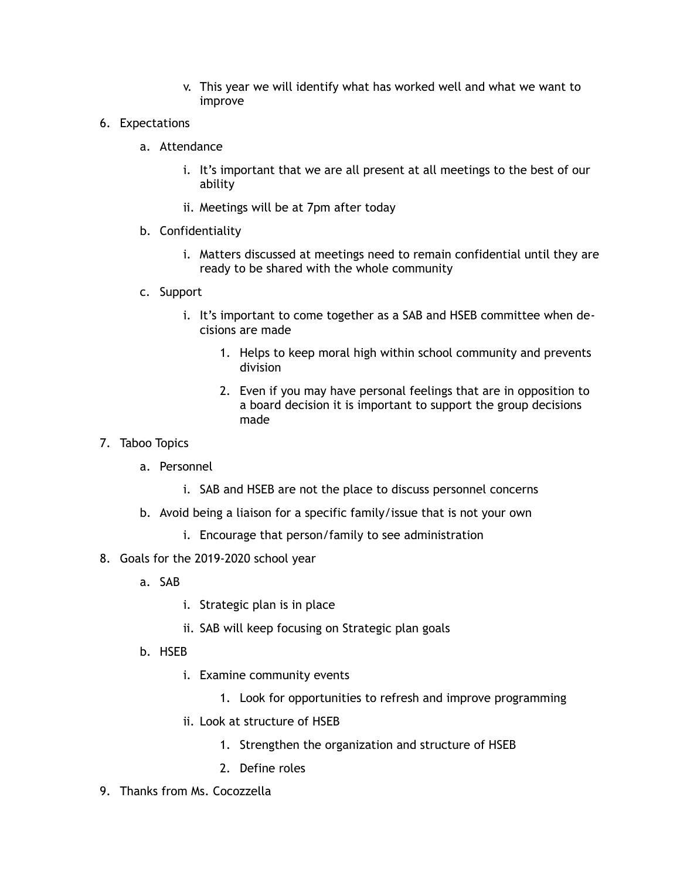v. This year we will identify what has worked well and what we want to improve

6. Expectations
   a. Attendance
      i. It's important that we are all present at all meetings to the best of our ability
      ii. Meetings will be at 7pm after today
   b. Confidentiality
      i. Matters discussed at meetings need to remain confidential until they are ready to be shared with the whole community
   c. Support
      i. It's important to come together as a SAB and HSEB committee when decisions are made
         1. Helps to keep moral high within school community and prevents division
         2. Even if you may have personal feelings that are in opposition to a board decision it is important to support the group decisions made
7. Taboo Topics
   a. Personnel
      i. SAB and HSEB are not the place to discuss personnel concerns
   b. Avoid being a liaison for a specific family/issue that is not your own
      i. Encourage that person/family to see administration
8. Goals for the 2019-2020 school year
   a. SAB
      i. Strategic plan is in place
      ii. SAB will keep focusing on Strategic plan goals
   b. HSEB
      i. Examine community events
         1. Look for opportunities to refresh and improve programming
      ii. Look at structure of HSEB
         1. Strengthen the organization and structure of HSEB
         2. Define roles
9. Thanks from Ms. Cocozzella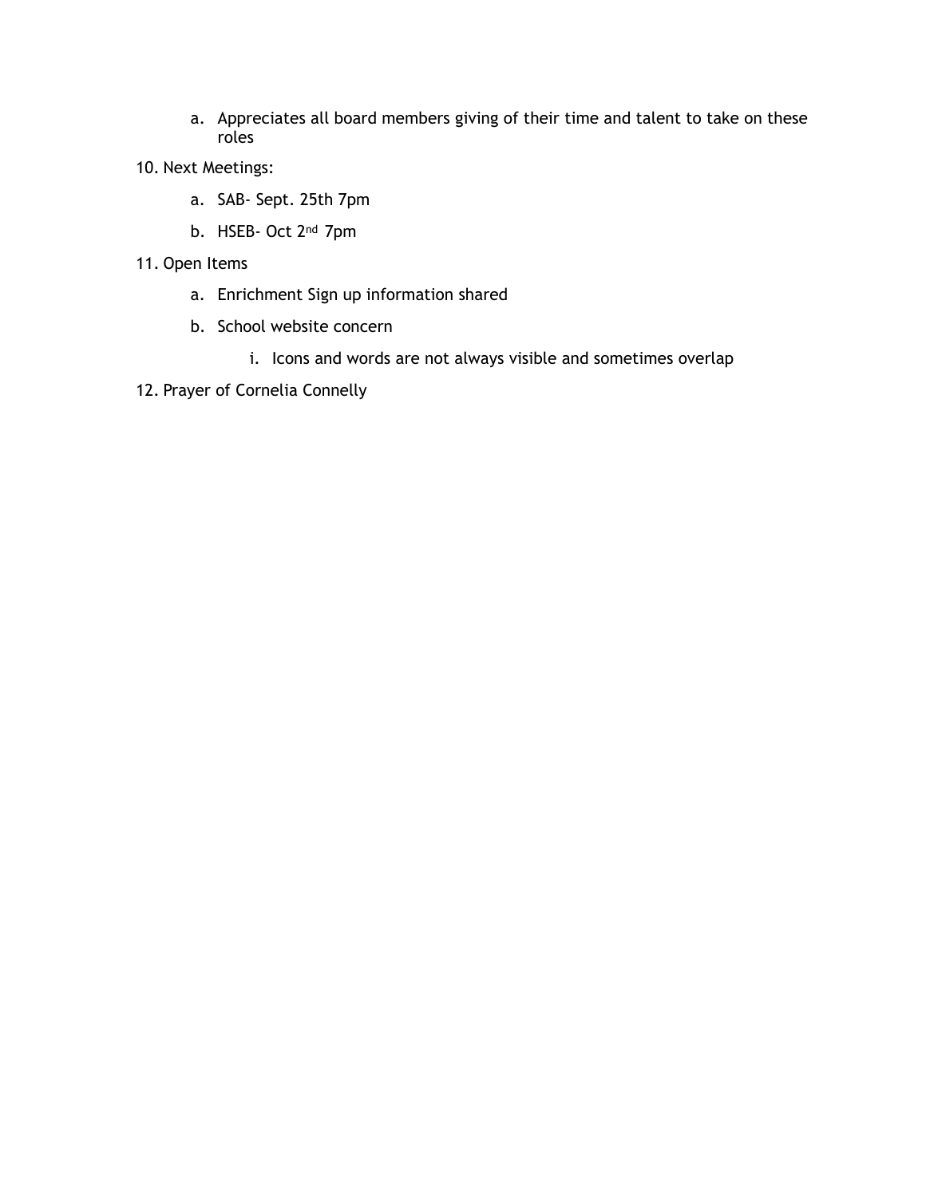a. Appreciates all board members giving of their time and talent to take on these roles

10. Next Meetings:
    a. SAB- Sept. 25th 7pm
    b. HSEB- Oct 2nd 7pm
11. Open Items
    a. Enrichment Sign up information shared
    b. School website concern
       i. Icons and words are not always visible and sometimes overlap
12. Prayer of Cornelia Connelly